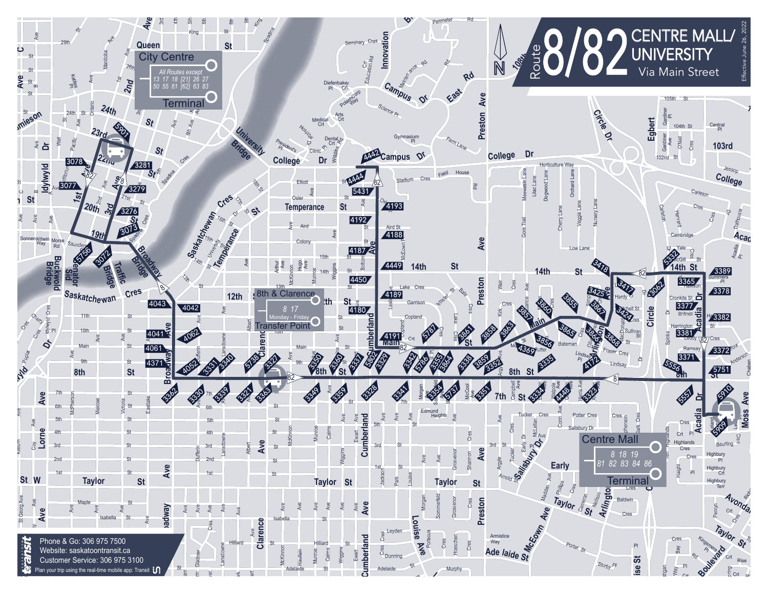# Route 8/82 CENTRE MALL/ UNIVERSITY

Via Main Street

Effective June 26, 2022

**City Centre Terminal**

All Routes except 13 17 18 [21] 26 27 50 55 61 [62] 63 83

**8th & Clarence Transfer Point**

8 17

Monday - Friday

**Centre Mall Terminal**

8 18 19 81 82 83 84 86

Phone & Go: 306 975 7500

Website: saskatoontransit.ca

Customer Service: 306 975 3100

Plan your trip using the real-time mobile app: Transit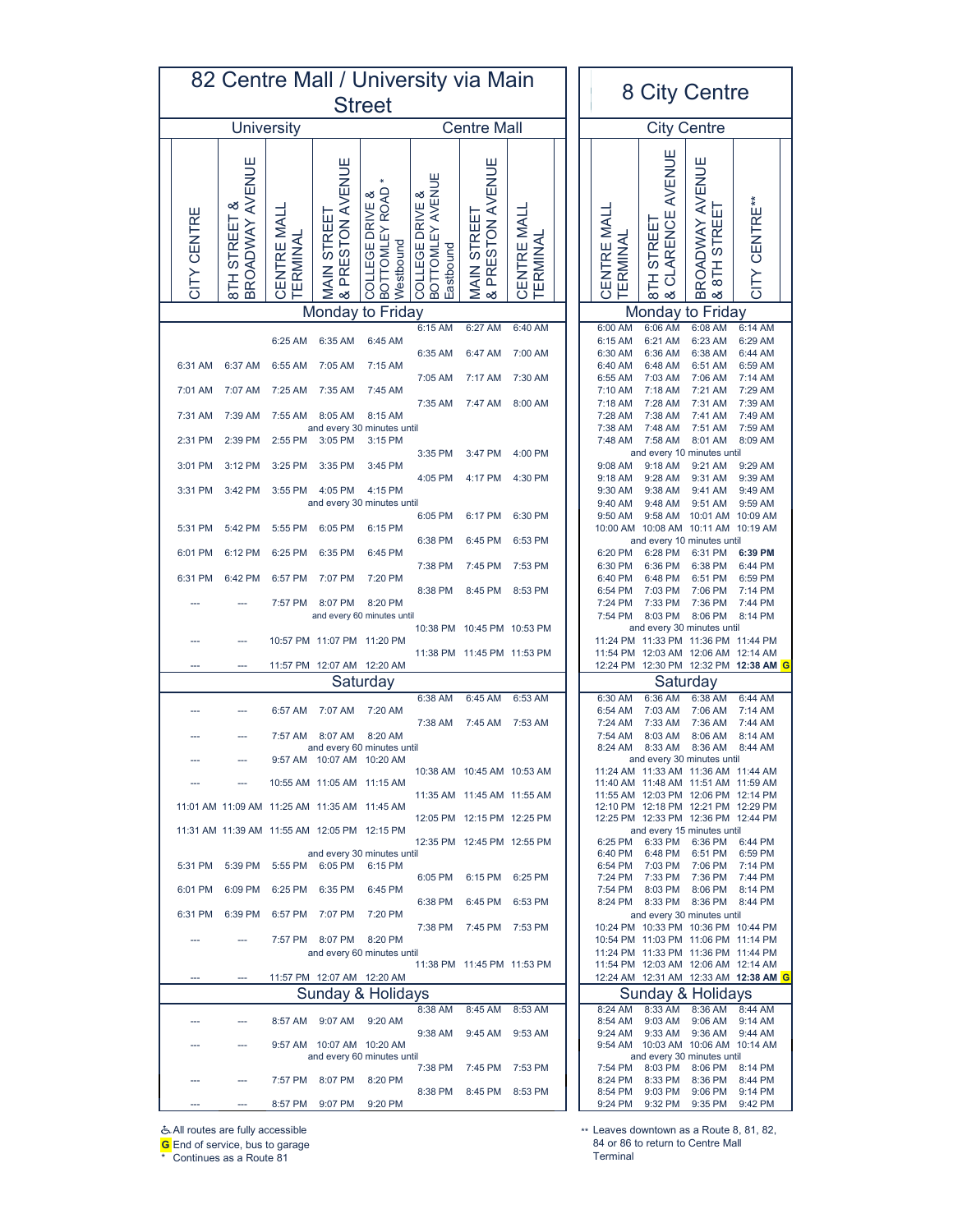# 82 Centre Mall / University via Main Street

| University | | | | | Centre Mall | | |
|---|---|---|---|---|---|---|---|
| CITY CENTRE | 8TH STREET & BROADWAY AVENUE | CENTRE MALL TERMINAL | MAIN STREET & PRESTON AVENUE | COLLEGE DRIVE & BOTTOMLEY ROAD * Westbound | COLLEGE DRIVE & BOTTOMLEY AVENUE Eastbound | MAIN STREET & PRESTON AVENUE | CENTRE MALL TERMINAL |
| **Monday to Friday** | | | | | | | |
| | | | | | 6:15 AM | 6:27 AM | 6:40 AM |
| | | 6:25 AM | 6:35 AM | 6:45 AM | | | |
| | | | | | 6:35 AM | 6:47 AM | 7:00 AM |
| 6:31 AM | 6:37 AM | 6:55 AM | 7:05 AM | 7:15 AM | | | |
| | | | | | 7:05 AM | 7:17 AM | 7:30 AM |
| 7:01 AM | 7:07 AM | 7:25 AM | 7:35 AM | 7:45 AM | | | |
| | | | | | 7:35 AM | 7:47 AM | 8:00 AM |
| 7:31 AM | 7:39 AM | 7:55 AM | 8:05 AM | 8:15 AM | | | |
| | | and every 30 minutes until | | | | | |
| 2:31 PM | 2:39 PM | 2:55 PM | 3:05 PM | 3:15 PM | | | |
| | | | | | 3:35 PM | 3:47 PM | 4:00 PM |
| 3:01 PM | 3:12 PM | 3:25 PM | 3:35 PM | 3:45 PM | | | |
| | | | | | 4:05 PM | 4:17 PM | 4:30 PM |
| 3:31 PM | 3:42 PM | 3:55 PM | 4:05 PM | 4:15 PM | | | |
| | | and every 30 minutes until | | | | | |
| | | | | | 6:05 PM | 6:17 PM | 6:30 PM |
| 5:31 PM | 5:42 PM | 5:55 PM | 6:05 PM | 6:15 PM | | | |
| | | | | | 6:38 PM | 6:45 PM | 6:53 PM |
| 6:01 PM | 6:12 PM | 6:25 PM | 6:35 PM | 6:45 PM | | | |
| | | | | | 7:38 PM | 7:45 PM | 7:53 PM |
| 6:31 PM | 6:42 PM | 6:57 PM | 7:07 PM | 7:20 PM | | | |
| | | | | | 8:38 PM | 8:45 PM | 8:53 PM |
| --- | --- | 7:57 PM | 8:07 PM | 8:20 PM | | | |
| | | and every 60 minutes until | | | | | |
| | | | | | 10:38 PM | 10:45 PM | 10:53 PM |
| --- | --- | 10:57 PM | 11:07 PM | 11:20 PM | | | |
| | | | | | 11:38 PM | 11:45 PM | 11:53 PM |
| --- | --- | 11:57 PM | 12:07 AM | 12:20 AM | | | |
| **Saturday** | | | | | | | |
| | | | | | 6:38 AM | 6:45 AM | 6:53 AM |
| --- | --- | 6:57 AM | 7:07 AM | 7:20 AM | | | |
| | | | | | 7:38 AM | 7:45 AM | 7:53 AM |
| --- | --- | 7:57 AM | 8:07 AM | 8:20 AM | | | |
| | | and every 60 minutes until | | | | | |
| --- | --- | 9:57 AM | 10:07 AM | 10:20 AM | | | |
| | | | | | 10:38 AM | 10:45 AM | 10:53 AM |
| --- | --- | 10:55 AM | 11:05 AM | 11:15 AM | | | |
| | | | | | 11:35 AM | 11:45 AM | 11:55 AM |
| 11:01 AM | 11:09 AM | 11:25 AM | 11:35 AM | 11:45 AM | | | |
| | | | | | 12:05 PM | 12:15 PM | 12:25 PM |
| 11:31 AM | 11:39 AM | 11:55 AM | 12:05 PM | 12:15 PM | | | |
| | | | | | 12:35 PM | 12:45 PM | 12:55 PM |
| | | and every 30 minutes until | | | | | |
| 5:31 PM | 5:39 PM | 5:55 PM | 6:05 PM | 6:15 PM | | | |
| | | | | | 6:05 PM | 6:15 PM | 6:25 PM |
| 6:01 PM | 6:09 PM | 6:25 PM | 6:35 PM | 6:45 PM | | | |
| | | | | | 6:38 PM | 6:45 PM | 6:53 PM |
| 6:31 PM | 6:39 PM | 6:57 PM | 7:07 PM | 7:20 PM | | | |
| | | | | | 7:38 PM | 7:45 PM | 7:53 PM |
| --- | --- | 7:57 PM | 8:07 PM | 8:20 PM | | | |
| | | and every 60 minutes until | | | | | |
| | | | | | 11:38 PM | 11:45 PM | 11:53 PM |
| --- | --- | 11:57 PM | 12:07 AM | 12:20 AM | | | |
| **Sunday & Holidays** | | | | | | | |
| | | | | | 8:38 AM | 8:45 AM | 8:53 AM |
| --- | --- | 8:57 AM | 9:07 AM | 9:20 AM | | | |
| | | | | | 9:38 AM | 9:45 AM | 9:53 AM |
| --- | --- | 9:57 AM | 10:07 AM | 10:20 AM | | | |
| | | and every 60 minutes until | | | | | |
| | | | | | 7:38 PM | 7:45 PM | 7:53 PM |
| --- | --- | 7:57 PM | 8:07 PM | 8:20 PM | | | |
| | | | | | 8:38 PM | 8:45 PM | 8:53 PM |
| --- | --- | 8:57 PM | 9:07 PM | 9:20 PM | | | |

♿ All routes are fully accessible

G End of service, bus to garage

\* Continues as a Route 81

# 8 City Centre

| City Centre | | | |
|---|---|---|---|
| CENTRE MALL TERMINAL | 8TH STREET & CLARENCE AVENUE | BROADWAY AVENUE & 8TH STREET | CITY CENTRE** |
| **Monday to Friday** | | | |
| 6:00 AM | 6:06 AM | 6:08 AM | 6:14 AM |
| 6:15 AM | 6:21 AM | 6:23 AM | 6:29 AM |
| 6:30 AM | 6:36 AM | 6:38 AM | 6:44 AM |
| 6:40 AM | 6:48 AM | 6:51 AM | 6:59 AM |
| 6:55 AM | 7:03 AM | 7:06 AM | 7:14 AM |
| 7:10 AM | 7:18 AM | 7:21 AM | 7:29 AM |
| 7:18 AM | 7:28 AM | 7:31 AM | 7:39 AM |
| 7:28 AM | 7:38 AM | 7:41 AM | 7:49 AM |
| 7:38 AM | 7:48 AM | 7:51 AM | 7:59 AM |
| 7:48 AM | 7:58 AM | 8:01 AM | 8:09 AM |
| and every 10 minutes until | | | |
| 9:08 AM | 9:18 AM | 9:21 AM | 9:29 AM |
| 9:18 AM | 9:28 AM | 9:31 AM | 9:39 AM |
| 9:30 AM | 9:38 AM | 9:41 AM | 9:49 AM |
| 9:40 AM | 9:48 AM | 9:51 AM | 9:59 AM |
| 9:50 AM | 9:58 AM | 10:01 AM | 10:09 AM |
| 10:00 AM | 10:08 AM | 10:11 AM | 10:19 AM |
| and every 10 minutes until | | | |
| 6:20 PM | 6:28 PM | 6:31 PM | **6:39 PM** |
| 6:30 PM | 6:36 PM | 6:38 PM | 6:44 PM |
| 6:40 PM | 6:48 PM | 6:51 PM | 6:59 PM |
| 6:54 PM | 7:03 PM | 7:06 PM | 7:14 PM |
| 7:24 PM | 7:33 PM | 7:36 PM | 7:44 PM |
| 7:54 PM | 8:03 PM | 8:06 PM | 8:14 PM |
| and every 30 minutes until | | | |
| 11:24 PM | 11:33 PM | 11:36 PM | 11:44 PM |
| 11:54 PM | 12:03 AM | 12:06 AM | 12:14 AM |
| 12:24 PM | 12:30 PM | 12:32 PM | **12:38 AM** G |
| **Saturday** | | | |
| 6:30 AM | 6:36 AM | 6:38 AM | 6:44 AM |
| 6:54 AM | 7:03 AM | 7:06 AM | 7:14 AM |
| 7:24 AM | 7:33 AM | 7:36 AM | 7:44 AM |
| 7:54 AM | 8:03 AM | 8:06 AM | 8:14 AM |
| 8:24 AM | 8:33 AM | 8:36 AM | 8:44 AM |
| and every 30 minutes until | | | |
| 11:24 AM | 11:33 AM | 11:36 AM | 11:44 AM |
| 11:40 AM | 11:48 AM | 11:51 AM | 11:59 AM |
| 11:55 AM | 12:03 PM | 12:06 PM | 12:14 PM |
| 12:10 PM | 12:18 PM | 12:21 PM | 12:29 PM |
| 12:25 PM | 12:33 PM | 12:36 PM | 12:44 PM |
| and every 15 minutes until | | | |
| 6:25 PM | 6:33 PM | 6:36 PM | 6:44 PM |
| 6:40 PM | 6:48 PM | 6:51 PM | 6:59 PM |
| 6:54 PM | 7:03 PM | 7:06 PM | 7:14 PM |
| 7:24 PM | 7:33 PM | 7:36 PM | 7:44 PM |
| 7:54 PM | 8:03 PM | 8:06 PM | 8:14 PM |
| 8:24 PM | 8:33 PM | 8:36 PM | 8:44 PM |
| and every 30 minutes until | | | |
| 10:24 PM | 10:33 PM | 10:36 PM | 10:44 PM |
| 10:54 PM | 11:03 PM | 11:06 PM | 11:14 PM |
| 11:24 PM | 11:33 PM | 11:36 PM | 11:44 PM |
| 11:54 PM | 12:03 AM | 12:06 AM | 12:14 AM |
| 12:24 AM | 12:31 AM | 12:33 AM | **12:38 AM** G |
| **Sunday & Holidays** | | | |
| 8:24 AM | 8:33 AM | 8:36 AM | 8:44 AM |
| 8:54 AM | 9:03 AM | 9:06 AM | 9:14 AM |
| 9:24 AM | 9:33 AM | 9:36 AM | 9:44 AM |
| 9:54 AM | 10:03 AM | 10:06 AM | 10:14 AM |
| and every 30 minutes until | | | |
| 7:54 PM | 8:03 PM | 8:06 PM | 8:14 PM |
| 8:24 PM | 8:33 PM | 8:36 PM | 8:44 PM |
| 8:54 PM | 9:03 PM | 9:06 PM | 9:14 PM |
| 9:24 PM | 9:32 PM | 9:35 PM | 9:42 PM |

** Leaves downtown as a Route 8, 81, 82, 84 or 86 to return to Centre Mall Terminal